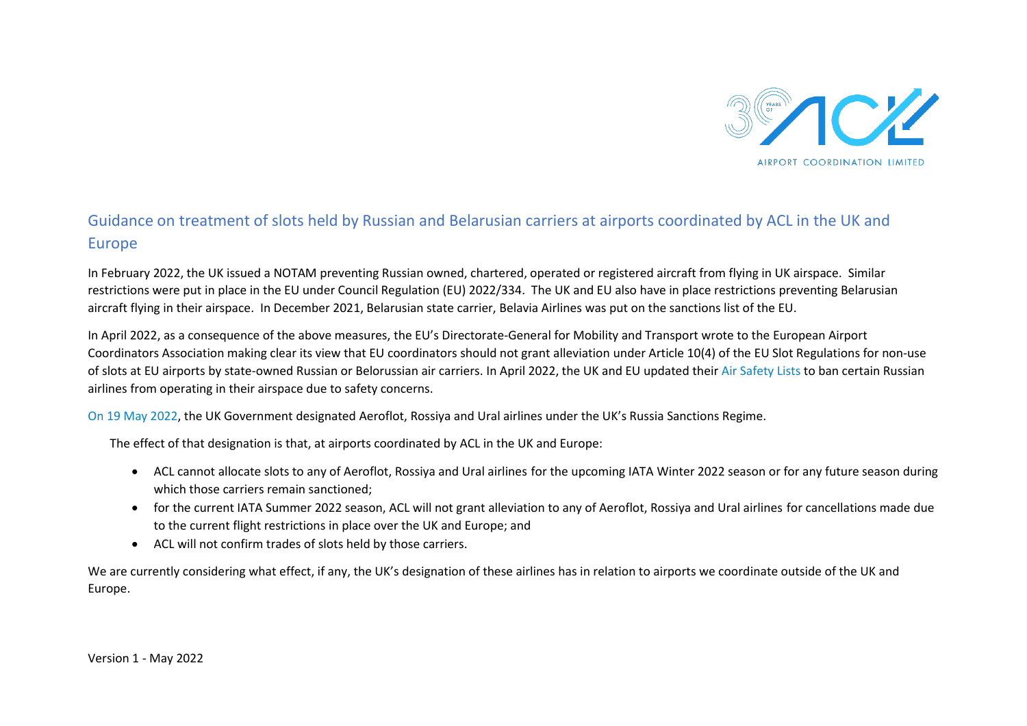## Guidance on treatment of slots held by Russian and Belarusian carriers at airports coordinated by ACL in the UK and Europe

In February 2022, the UK issued a NOTAM preventing Russian owned, chartered, operated or registered aircraft from flying in UK airspace. Similar restrictions were put in place in the EU under Council Regulation (EU) 2022/334. The UK and EU also have in place restrictions preventing Belarusian aircraft flying in their airspace. In December 2021, Belarusian state carrier, Belavia Airlines was put on the sanctions list of the EU.

In April 2022, as a consequence of the above measures, the EU's Directorate-General for Mobility and Transport wrote to the European Airport Coordinators Association making clear its view that EU coordinators should not grant alleviation under Article 10(4) of the EU Slot Regulations for non-use of slots at EU airports by state-owned Russian or Belorussian air carriers. In April 2022, the UK and EU updated their Air Safety Lists to ban certain Russian airlines from operating in their airspace due to safety concerns.

On 19 May 2022, the UK Government designated Aeroflot, Rossiya and Ural airlines under the UK's Russia Sanctions Regime.

The effect of that designation is that, at airports coordinated by ACL in the UK and Europe:

- ACL cannot allocate slots to any of Aeroflot, Rossiya and Ural airlines for the upcoming IATA Winter 2022 season or for any future season during which those carriers remain sanctioned;
- for the current IATA Summer 2022 season, ACL will not grant alleviation to any of Aeroflot, Rossiya and Ural airlines for cancellations made due to the current flight restrictions in place over the UK and Europe; and
- ACL will not confirm trades of slots held by those carriers.

We are currently considering what effect, if any, the UK's designation of these airlines has in relation to airports we coordinate outside of the UK and Europe.

Version 1 - May 2022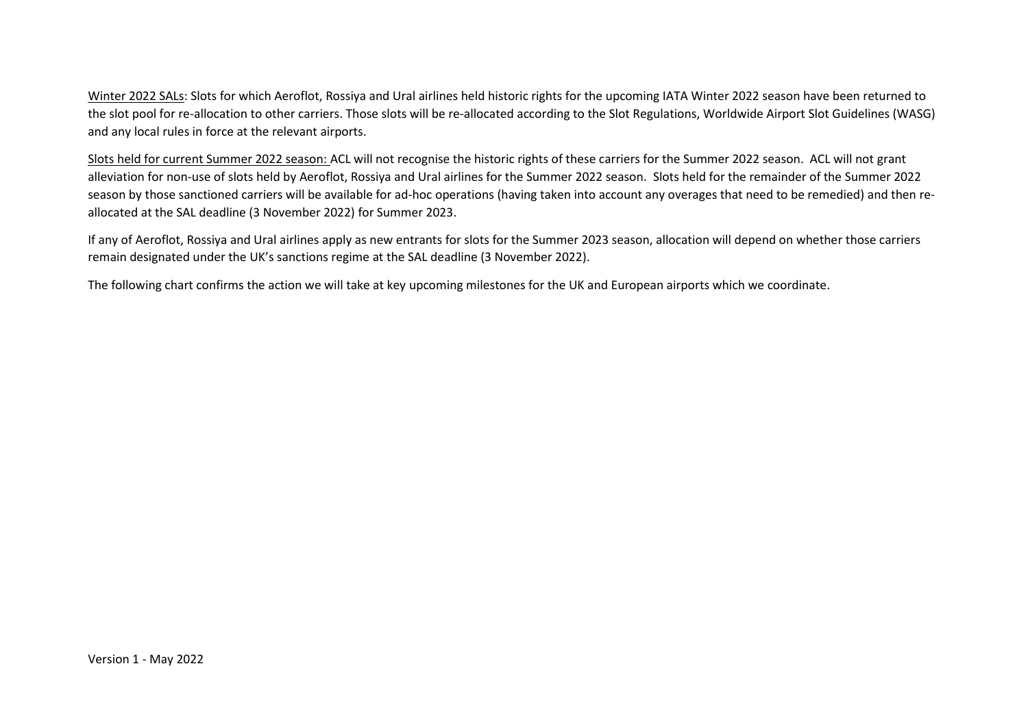<u>Winter 2022 SALs</u>: Slots for which Aeroflot, Rossiya and Ural airlines held historic rights for the upcoming IATA Winter 2022 season have been returned to the slot pool for re-allocation to other carriers. Those slots will be re-allocated according to the Slot Regulations, Worldwide Airport Slot Guidelines (WASG) and any local rules in force at the relevant airports.

<u>Slots held for current Summer 2022 season:</u> ACL will not recognise the historic rights of these carriers for the Summer 2022 season. ACL will not grant alleviation for non-use of slots held by Aeroflot, Rossiya and Ural airlines for the Summer 2022 season. Slots held for the remainder of the Summer 2022 season by those sanctioned carriers will be available for ad-hoc operations (having taken into account any overages that need to be remedied) and then re-allocated at the SAL deadline (3 November 2022) for Summer 2023.

If any of Aeroflot, Rossiya and Ural airlines apply as new entrants for slots for the Summer 2023 season, allocation will depend on whether those carriers remain designated under the UK's sanctions regime at the SAL deadline (3 November 2022).

The following chart confirms the action we will take at key upcoming milestones for the UK and European airports which we coordinate.

Version 1 - May 2022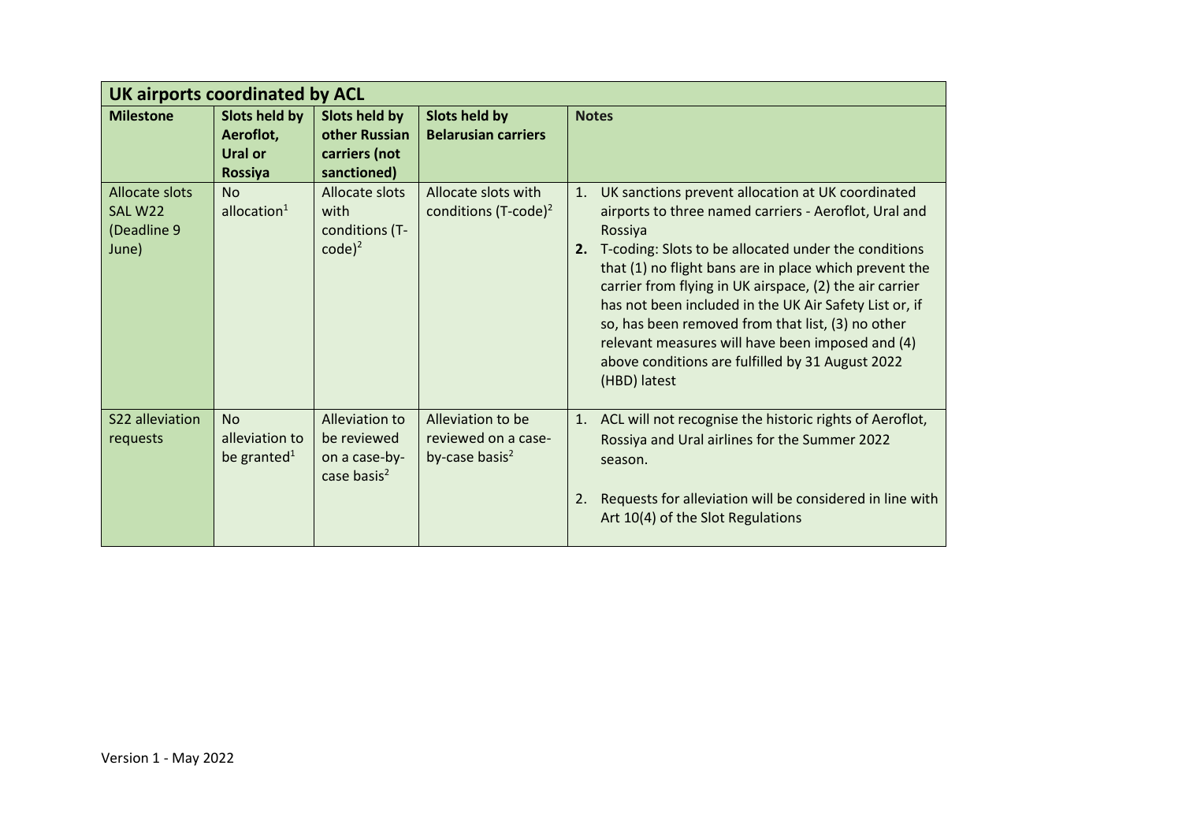| UK airports coordinated by ACL | | | | |
|---|---|---|---|---|
| **Milestone** | **Slots held by Aeroflot, Ural or Rossiya** | **Slots held by other Russian carriers (not sanctioned)** | **Slots held by Belarusian carriers** | **Notes** |
| Allocate slots SAL W22 (Deadline 9 June) | No allocation[1] | Allocate slots with conditions (T-code)[2] | Allocate slots with conditions (T-code)[2] | 1. UK sanctions prevent allocation at UK coordinated airports to three named carriers - Aeroflot, Ural and Rossiya<br>**2.** T-coding: Slots to be allocated under the conditions that (1) no flight bans are in place which prevent the carrier from flying in UK airspace, (2) the air carrier has not been included in the UK Air Safety List or, if so, has been removed from that list, (3) no other relevant measures will have been imposed and (4) above conditions are fulfilled by 31 August 2022 (HBD) latest |
| S22 alleviation requests | No alleviation to be granted[1] | Alleviation to be reviewed on a case-by-case basis[2] | Alleviation to be reviewed on a case-by-case basis[2] | 1. ACL will not recognise the historic rights of Aeroflot, Rossiya and Ural airlines for the Summer 2022 season.<br>2. Requests for alleviation will be considered in line with Art 10(4) of the Slot Regulations |

Version 1 - May 2022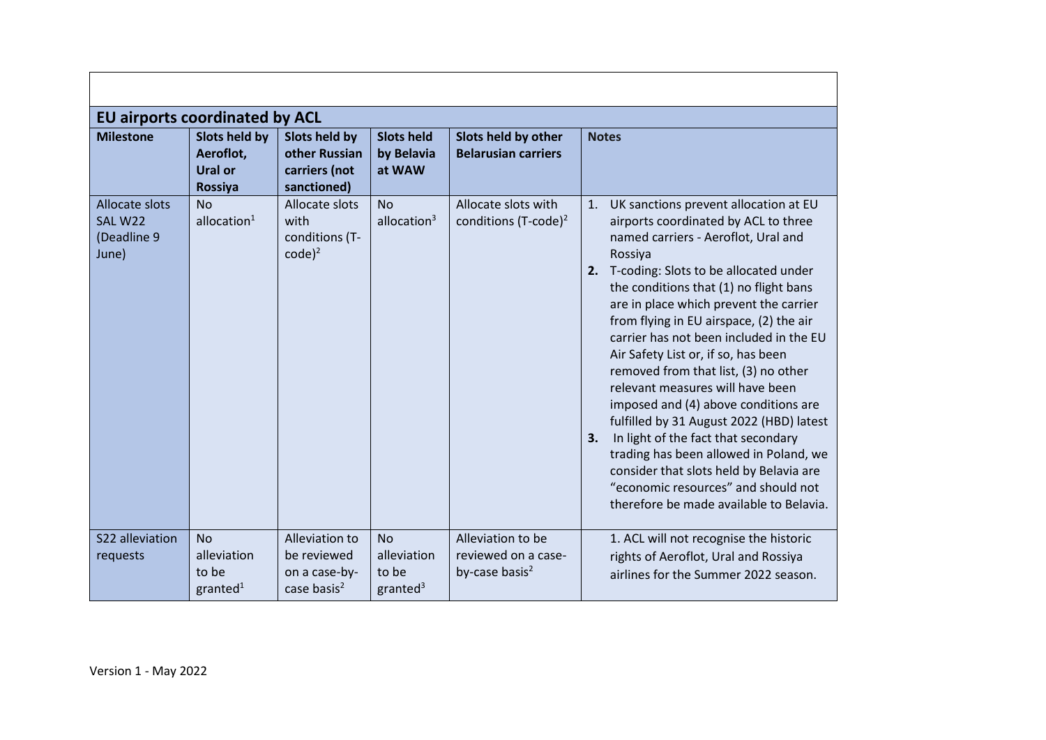| EU airports coordinated by ACL | | | | | |
|---|---|---|---|---|---|
| **Milestone** | **Slots held by Aeroflot, Ural or Rossiya** | **Slots held by other Russian carriers (not sanctioned)** | **Slots held by Belavia at WAW** | **Slots held by other Belarusian carriers** | **Notes** |
| Allocate slots SAL W22 (Deadline 9 June) | No allocation[1] | Allocate slots with conditions (T-code)[2] | No allocation[3] | Allocate slots with conditions (T-code)[2] | 1. UK sanctions prevent allocation at EU airports coordinated by ACL to three named carriers - Aeroflot, Ural and Rossiya<br>2. T-coding: Slots to be allocated under the conditions that (1) no flight bans are in place which prevent the carrier from flying in EU airspace, (2) the air carrier has not been included in the EU Air Safety List or, if so, has been removed from that list, (3) no other relevant measures will have been imposed and (4) above conditions are fulfilled by 31 August 2022 (HBD) latest<br>3. In light of the fact that secondary trading has been allowed in Poland, we consider that slots held by Belavia are "economic resources" and should not therefore be made available to Belavia. |
| S22 alleviation requests | No alleviation to be granted[1] | Alleviation to be reviewed on a case-by-case basis[2] | No alleviation to be granted[3] | Alleviation to be reviewed on a case-by-case basis[2] | 1. ACL will not recognise the historic rights of Aeroflot, Ural and Rossiya airlines for the Summer 2022 season. |

Version 1 - May 2022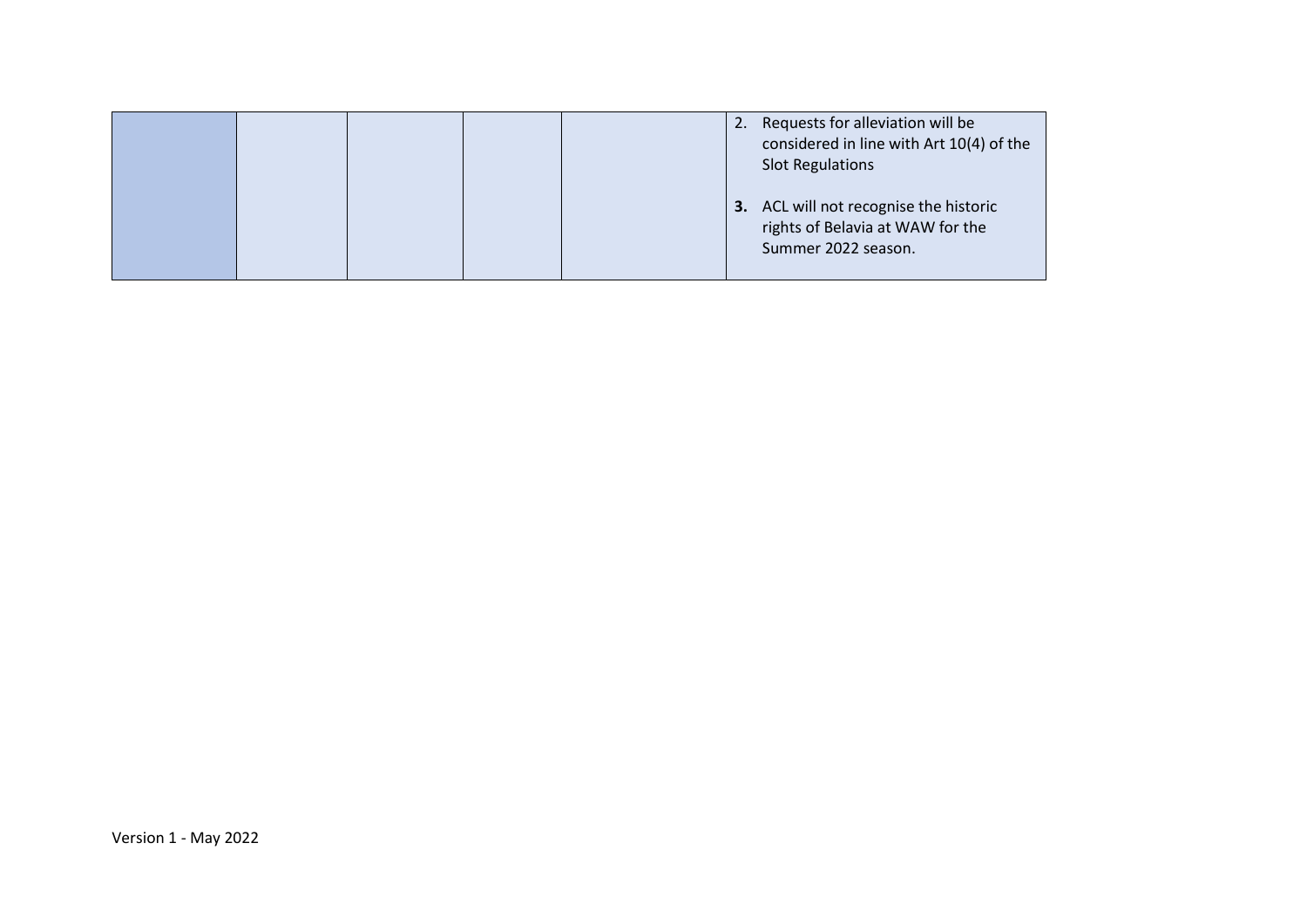| | | | | | |
|---|---|---|---|---|---|
| | | | | | 2. Requests for alleviation will be considered in line with Art 10(4) of the Slot Regulations<br><br>**3.** ACL will not recognise the historic rights of Belavia at WAW for the Summer 2022 season. |

Version 1 - May 2022